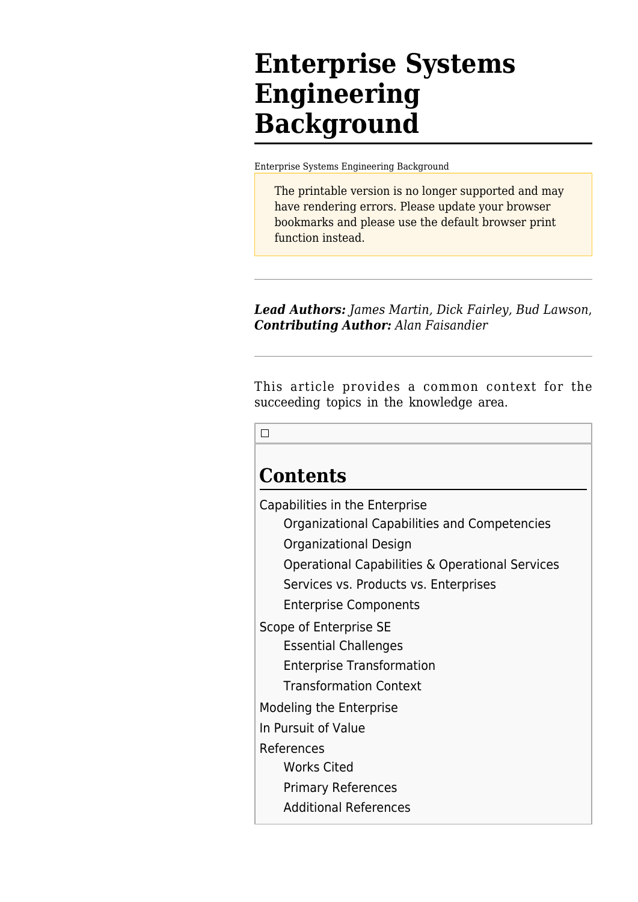# Enterprise Systems Engineering Background

Enterprise Systems Engineering Background

> The printable version is no longer supported and may have rendering errors. Please update your browser bookmarks and please use the default browser print function instead.

---

***Lead Authors:*** *James Martin, Dick Fairley, Bud Lawson,* ***Contributing Author:*** *Alan Faisandier*

---

This article provides a common context for the succeeding topics in the knowledge area.

## Contents

- Capabilities in the Enterprise
  - Organizational Capabilities and Competencies
  - Organizational Design
  - Operational Capabilities & Operational Services
  - Services vs. Products vs. Enterprises
  - Enterprise Components
- Scope of Enterprise SE
  - Essential Challenges
  - Enterprise Transformation
  - Transformation Context
- Modeling the Enterprise
- In Pursuit of Value
- References
  - Works Cited
  - Primary References
  - Additional References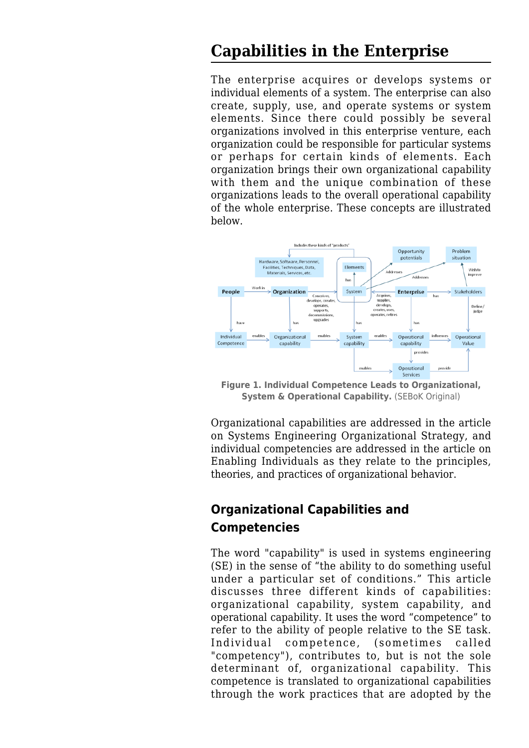# Capabilities in the Enterprise

The enterprise acquires or develops systems or individual elements of a system. The enterprise can also create, supply, use, and operate systems or system elements. Since there could possibly be several organizations involved in this enterprise venture, each organization could be responsible for particular systems or perhaps for certain kinds of elements. Each organization brings their own organizational capability with them and the unique combination of these organizations leads to the overall operational capability of the whole enterprise. These concepts are illustrated below.

**Figure 1. Individual Competence Leads to Organizational, System & Operational Capability.** (SEBoK Original)

Organizational capabilities are addressed in the article on Systems Engineering Organizational Strategy, and individual competencies are addressed in the article on Enabling Individuals as they relate to the principles, theories, and practices of organizational behavior.

## Organizational Capabilities and Competencies

The word "capability" is used in systems engineering (SE) in the sense of "the ability to do something useful under a particular set of conditions." This article discusses three different kinds of capabilities: organizational capability, system capability, and operational capability. It uses the word "competence" to refer to the ability of people relative to the SE task. Individual competence, (sometimes called "competency"), contributes to, but is not the sole determinant of, organizational capability. This competence is translated to organizational capabilities through the work practices that are adopted by the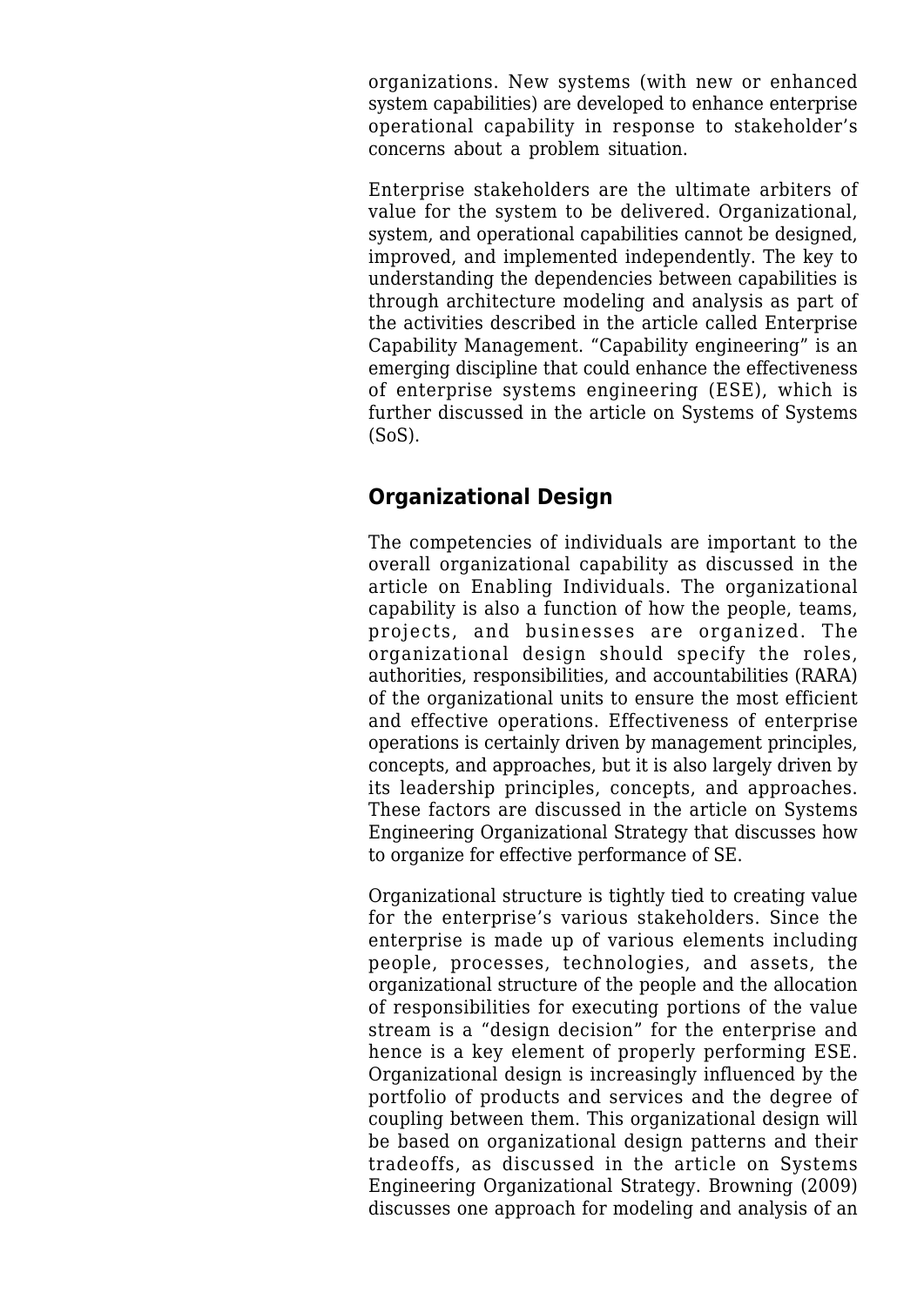organizations. New systems (with new or enhanced system capabilities) are developed to enhance enterprise operational capability in response to stakeholder's concerns about a problem situation.

Enterprise stakeholders are the ultimate arbiters of value for the system to be delivered. Organizational, system, and operational capabilities cannot be designed, improved, and implemented independently. The key to understanding the dependencies between capabilities is through architecture modeling and analysis as part of the activities described in the article called Enterprise Capability Management. "Capability engineering" is an emerging discipline that could enhance the effectiveness of enterprise systems engineering (ESE), which is further discussed in the article on Systems of Systems (SoS).

## Organizational Design

The competencies of individuals are important to the overall organizational capability as discussed in the article on Enabling Individuals. The organizational capability is also a function of how the people, teams, projects, and businesses are organized. The organizational design should specify the roles, authorities, responsibilities, and accountabilities (RARA) of the organizational units to ensure the most efficient and effective operations. Effectiveness of enterprise operations is certainly driven by management principles, concepts, and approaches, but it is also largely driven by its leadership principles, concepts, and approaches. These factors are discussed in the article on Systems Engineering Organizational Strategy that discusses how to organize for effective performance of SE.

Organizational structure is tightly tied to creating value for the enterprise's various stakeholders. Since the enterprise is made up of various elements including people, processes, technologies, and assets, the organizational structure of the people and the allocation of responsibilities for executing portions of the value stream is a "design decision" for the enterprise and hence is a key element of properly performing ESE. Organizational design is increasingly influenced by the portfolio of products and services and the degree of coupling between them. This organizational design will be based on organizational design patterns and their tradeoffs, as discussed in the article on Systems Engineering Organizational Strategy. Browning (2009) discusses one approach for modeling and analysis of an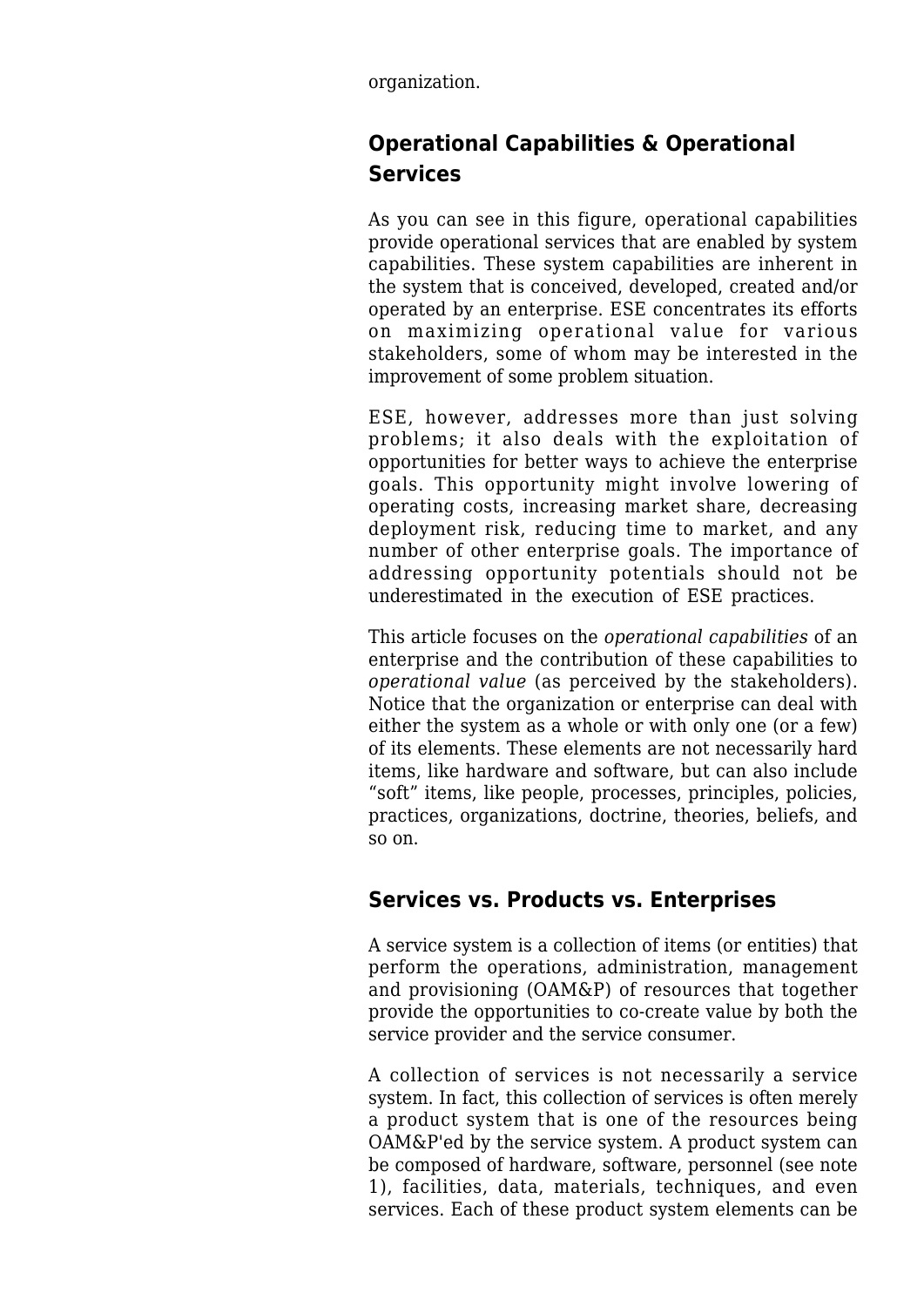organization.

## Operational Capabilities & Operational Services

As you can see in this figure, operational capabilities provide operational services that are enabled by system capabilities. These system capabilities are inherent in the system that is conceived, developed, created and/or operated by an enterprise. ESE concentrates its efforts on maximizing operational value for various stakeholders, some of whom may be interested in the improvement of some problem situation.

ESE, however, addresses more than just solving problems; it also deals with the exploitation of opportunities for better ways to achieve the enterprise goals. This opportunity might involve lowering of operating costs, increasing market share, decreasing deployment risk, reducing time to market, and any number of other enterprise goals. The importance of addressing opportunity potentials should not be underestimated in the execution of ESE practices.

This article focuses on the *operational capabilities* of an enterprise and the contribution of these capabilities to *operational value* (as perceived by the stakeholders). Notice that the organization or enterprise can deal with either the system as a whole or with only one (or a few) of its elements. These elements are not necessarily hard items, like hardware and software, but can also include “soft” items, like people, processes, principles, policies, practices, organizations, doctrine, theories, beliefs, and so on.

## Services vs. Products vs. Enterprises

A service system is a collection of items (or entities) that perform the operations, administration, management and provisioning (OAM&P) of resources that together provide the opportunities to co-create value by both the service provider and the service consumer.

A collection of services is not necessarily a service system. In fact, this collection of services is often merely a product system that is one of the resources being OAM&P'ed by the service system. A product system can be composed of hardware, software, personnel (see note 1), facilities, data, materials, techniques, and even services. Each of these product system elements can be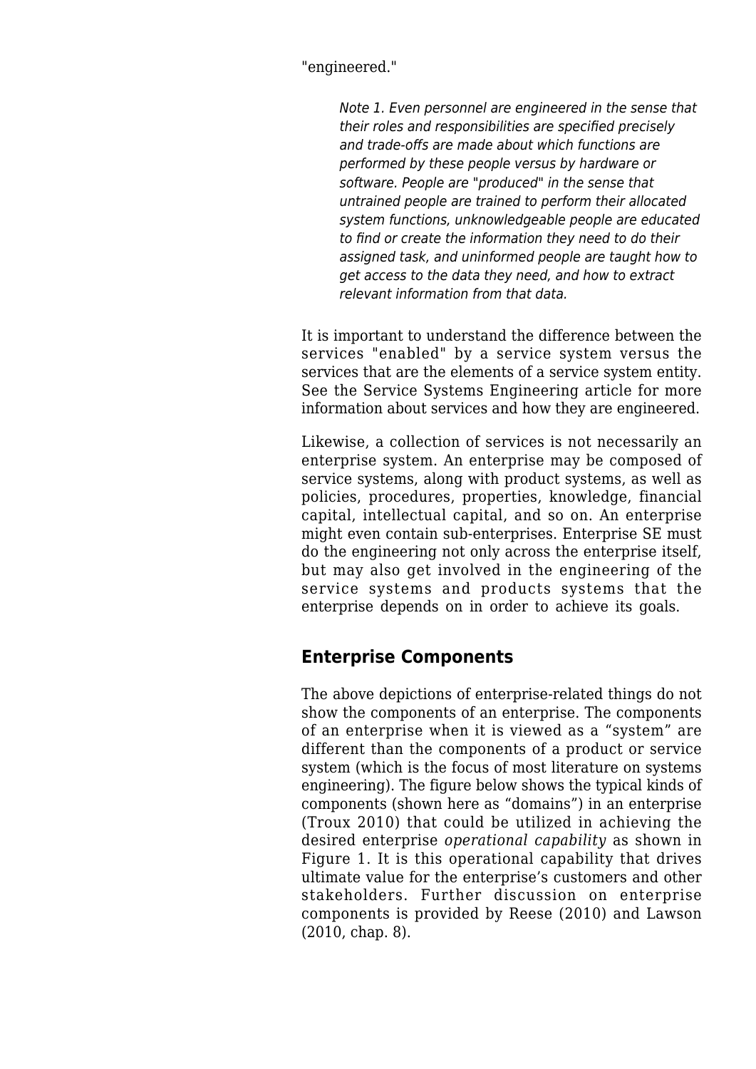"engineered."

> *Note 1. Even personnel are engineered in the sense that their roles and responsibilities are specified precisely and trade-offs are made about which functions are performed by these people versus by hardware or software. People are "produced" in the sense that untrained people are trained to perform their allocated system functions, unknowledgeable people are educated to find or create the information they need to do their assigned task, and uninformed people are taught how to get access to the data they need, and how to extract relevant information from that data.*

It is important to understand the difference between the services "enabled" by a service system versus the services that are the elements of a service system entity. See the Service Systems Engineering article for more information about services and how they are engineered.

Likewise, a collection of services is not necessarily an enterprise system. An enterprise may be composed of service systems, along with product systems, as well as policies, procedures, properties, knowledge, financial capital, intellectual capital, and so on. An enterprise might even contain sub-enterprises. Enterprise SE must do the engineering not only across the enterprise itself, but may also get involved in the engineering of the service systems and products systems that the enterprise depends on in order to achieve its goals.

## Enterprise Components

The above depictions of enterprise-related things do not show the components of an enterprise. The components of an enterprise when it is viewed as a “system” are different than the components of a product or service system (which is the focus of most literature on systems engineering). The figure below shows the typical kinds of components (shown here as “domains”) in an enterprise (Troux 2010) that could be utilized in achieving the desired enterprise *operational capability* as shown in Figure 1. It is this operational capability that drives ultimate value for the enterprise’s customers and other stakeholders. Further discussion on enterprise components is provided by Reese (2010) and Lawson (2010, chap. 8).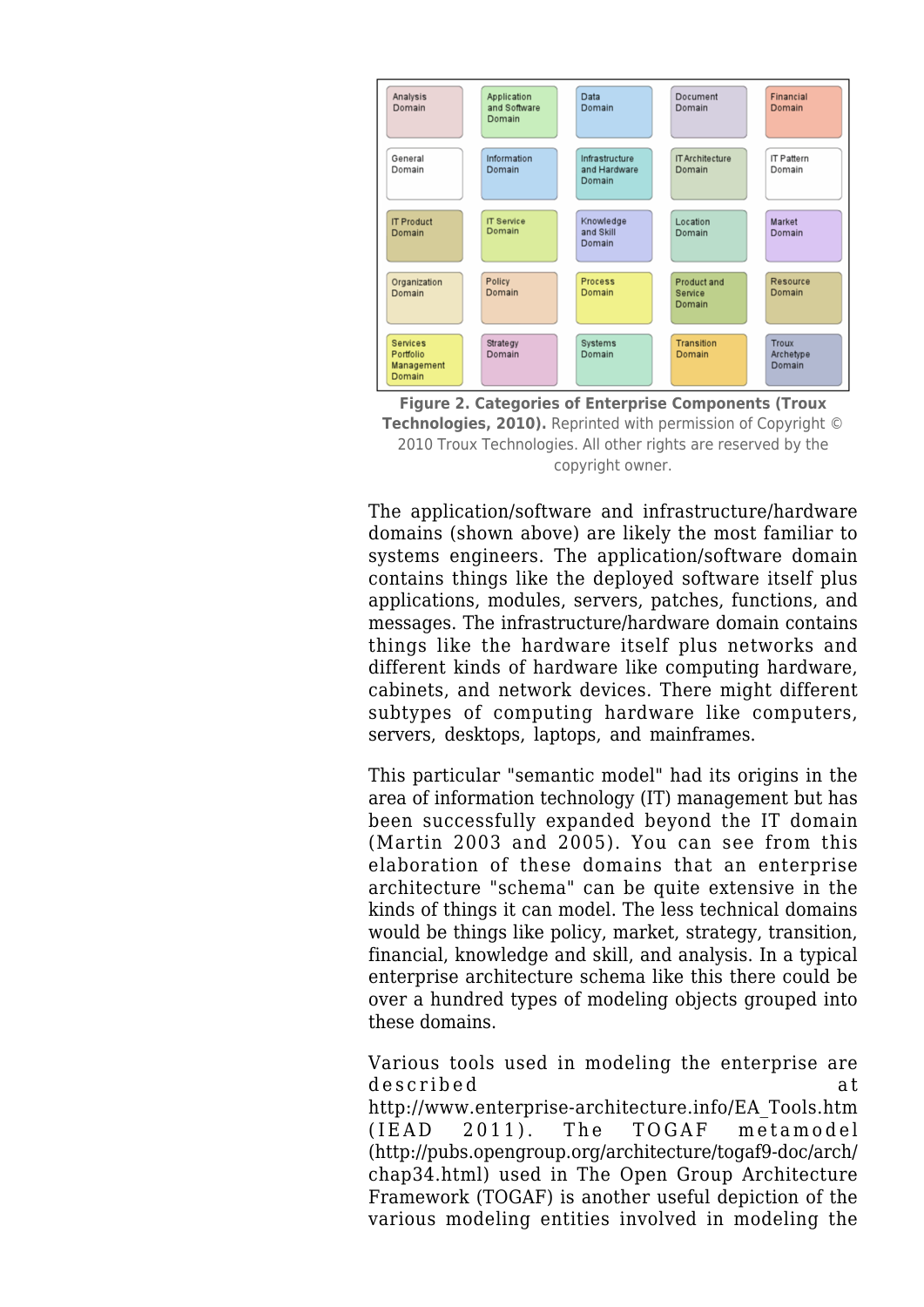| Analysis Domain | Application and Software Domain | Data Domain | Document Domain | Financial Domain |
|---|---|---|---|---|
| General Domain | Information Domain | Infrastructure and Hardware Domain | IT Architecture Domain | IT Pattern Domain |
| IT Product Domain | IT Service Domain | Knowledge and Skill Domain | Location Domain | Market Domain |
| Organization Domain | Policy Domain | Process Domain | Product and Service Domain | Resource Domain |
| Services Portfolio Management Domain | Strategy Domain | Systems Domain | Transition Domain | Troux Archetype Domain |

**Figure 2. Categories of Enterprise Components (Troux Technologies, 2010).** Reprinted with permission of Copyright © 2010 Troux Technologies. All other rights are reserved by the copyright owner.

The application/software and infrastructure/hardware domains (shown above) are likely the most familiar to systems engineers. The application/software domain contains things like the deployed software itself plus applications, modules, servers, patches, functions, and messages. The infrastructure/hardware domain contains things like the hardware itself plus networks and different kinds of hardware like computing hardware, cabinets, and network devices. There might different subtypes of computing hardware like computers, servers, desktops, laptops, and mainframes.

This particular "semantic model" had its origins in the area of information technology (IT) management but has been successfully expanded beyond the IT domain (Martin 2003 and 2005). You can see from this elaboration of these domains that an enterprise architecture "schema" can be quite extensive in the kinds of things it can model. The less technical domains would be things like policy, market, strategy, transition, financial, knowledge and skill, and analysis. In a typical enterprise architecture schema like this there could be over a hundred types of modeling objects grouped into these domains.

Various tools used in modeling the enterprise are described at http://www.enterprise-architecture.info/EA_Tools.htm (IEAD 2011). The TOGAF metamodel (http://pubs.opengroup.org/architecture/togaf9-doc/arch/chap34.html) used in The Open Group Architecture Framework (TOGAF) is another useful depiction of the various modeling entities involved in modeling the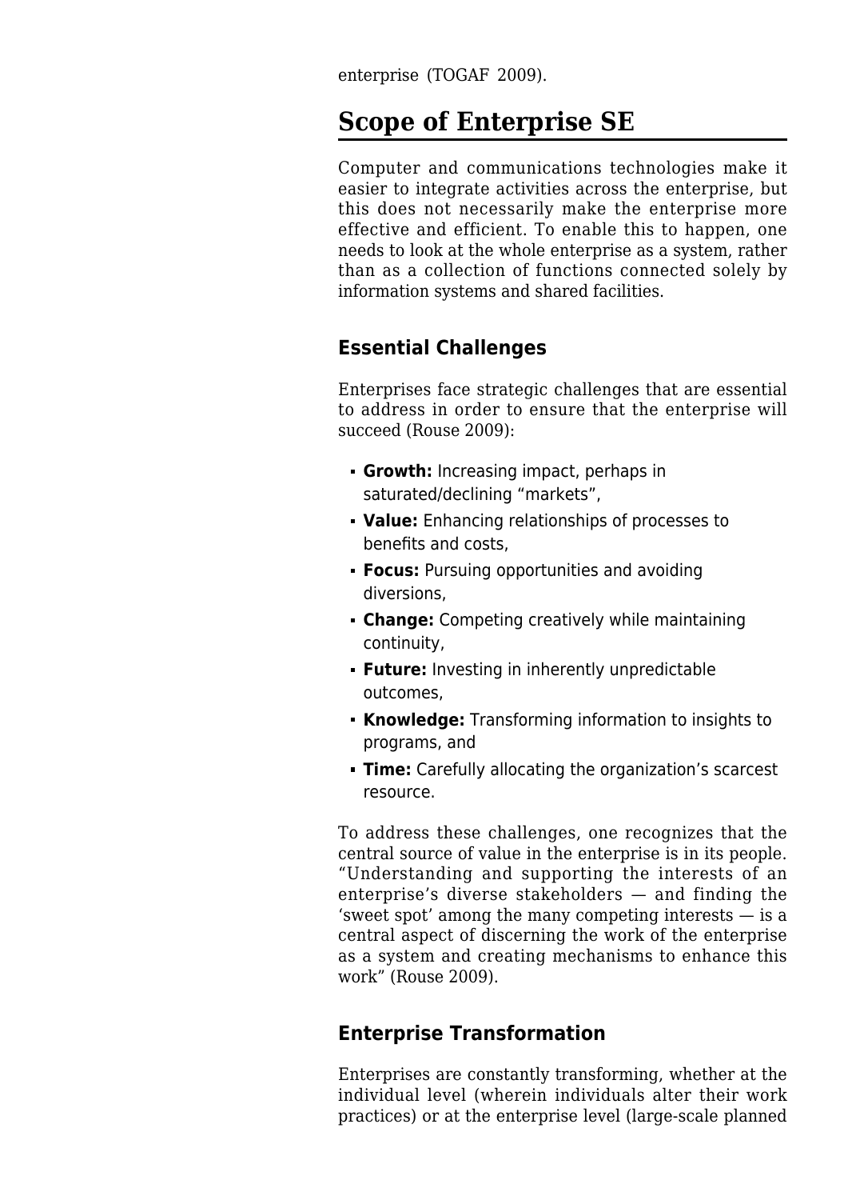enterprise (TOGAF 2009).

## Scope of Enterprise SE

Computer and communications technologies make it easier to integrate activities across the enterprise, but this does not necessarily make the enterprise more effective and efficient. To enable this to happen, one needs to look at the whole enterprise as a system, rather than as a collection of functions connected solely by information systems and shared facilities.

### Essential Challenges

Enterprises face strategic challenges that are essential to address in order to ensure that the enterprise will succeed (Rouse 2009):

- **Growth:** Increasing impact, perhaps in saturated/declining "markets",
- **Value:** Enhancing relationships of processes to benefits and costs,
- **Focus:** Pursuing opportunities and avoiding diversions,
- **Change:** Competing creatively while maintaining continuity,
- **Future:** Investing in inherently unpredictable outcomes,
- **Knowledge:** Transforming information to insights to programs, and
- **Time:** Carefully allocating the organization's scarcest resource.

To address these challenges, one recognizes that the central source of value in the enterprise is in its people. "Understanding and supporting the interests of an enterprise's diverse stakeholders — and finding the 'sweet spot' among the many competing interests — is a central aspect of discerning the work of the enterprise as a system and creating mechanisms to enhance this work" (Rouse 2009).

### Enterprise Transformation

Enterprises are constantly transforming, whether at the individual level (wherein individuals alter their work practices) or at the enterprise level (large-scale planned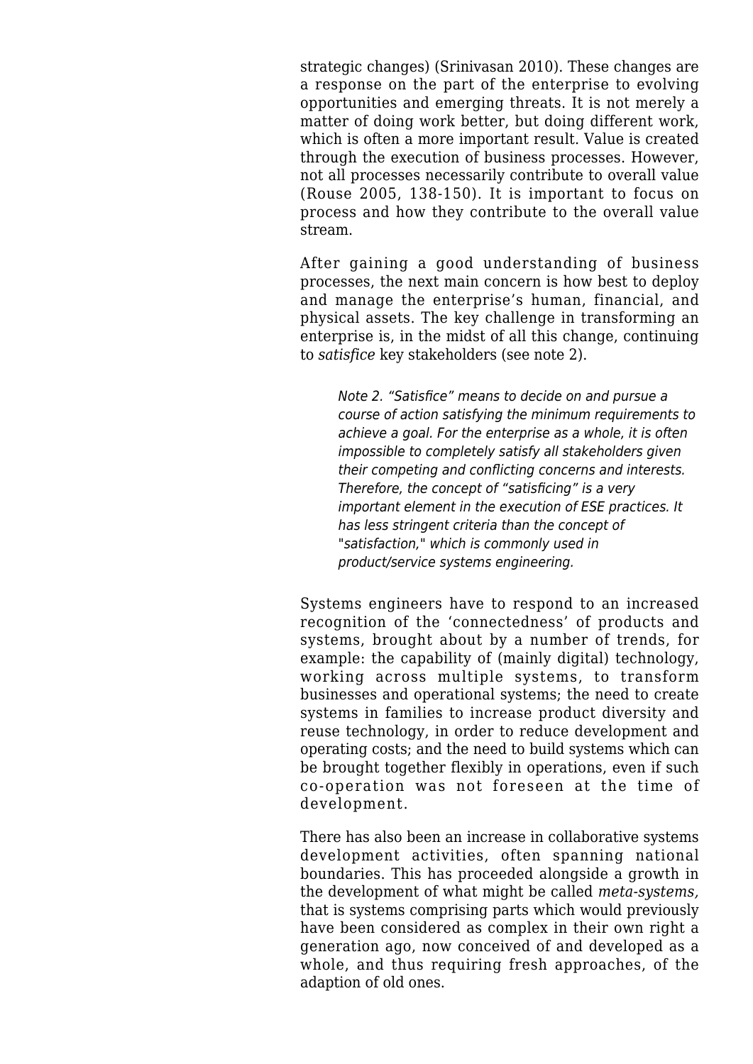strategic changes) (Srinivasan 2010). These changes are a response on the part of the enterprise to evolving opportunities and emerging threats. It is not merely a matter of doing work better, but doing different work, which is often a more important result. Value is created through the execution of business processes. However, not all processes necessarily contribute to overall value (Rouse 2005, 138-150). It is important to focus on process and how they contribute to the overall value stream.

After gaining a good understanding of business processes, the next main concern is how best to deploy and manage the enterprise's human, financial, and physical assets. The key challenge in transforming an enterprise is, in the midst of all this change, continuing to *satisfice* key stakeholders (see note 2).

> *Note 2. "Satisfice" means to decide on and pursue a course of action satisfying the minimum requirements to achieve a goal. For the enterprise as a whole, it is often impossible to completely satisfy all stakeholders given their competing and conflicting concerns and interests. Therefore, the concept of "satisficing" is a very important element in the execution of ESE practices. It has less stringent criteria than the concept of "satisfaction," which is commonly used in product/service systems engineering.*

Systems engineers have to respond to an increased recognition of the 'connectedness' of products and systems, brought about by a number of trends, for example: the capability of (mainly digital) technology, working across multiple systems, to transform businesses and operational systems; the need to create systems in families to increase product diversity and reuse technology, in order to reduce development and operating costs; and the need to build systems which can be brought together flexibly in operations, even if such co-operation was not foreseen at the time of development.

There has also been an increase in collaborative systems development activities, often spanning national boundaries. This has proceeded alongside a growth in the development of what might be called *meta-systems,* that is systems comprising parts which would previously have been considered as complex in their own right a generation ago, now conceived of and developed as a whole, and thus requiring fresh approaches, of the adaption of old ones.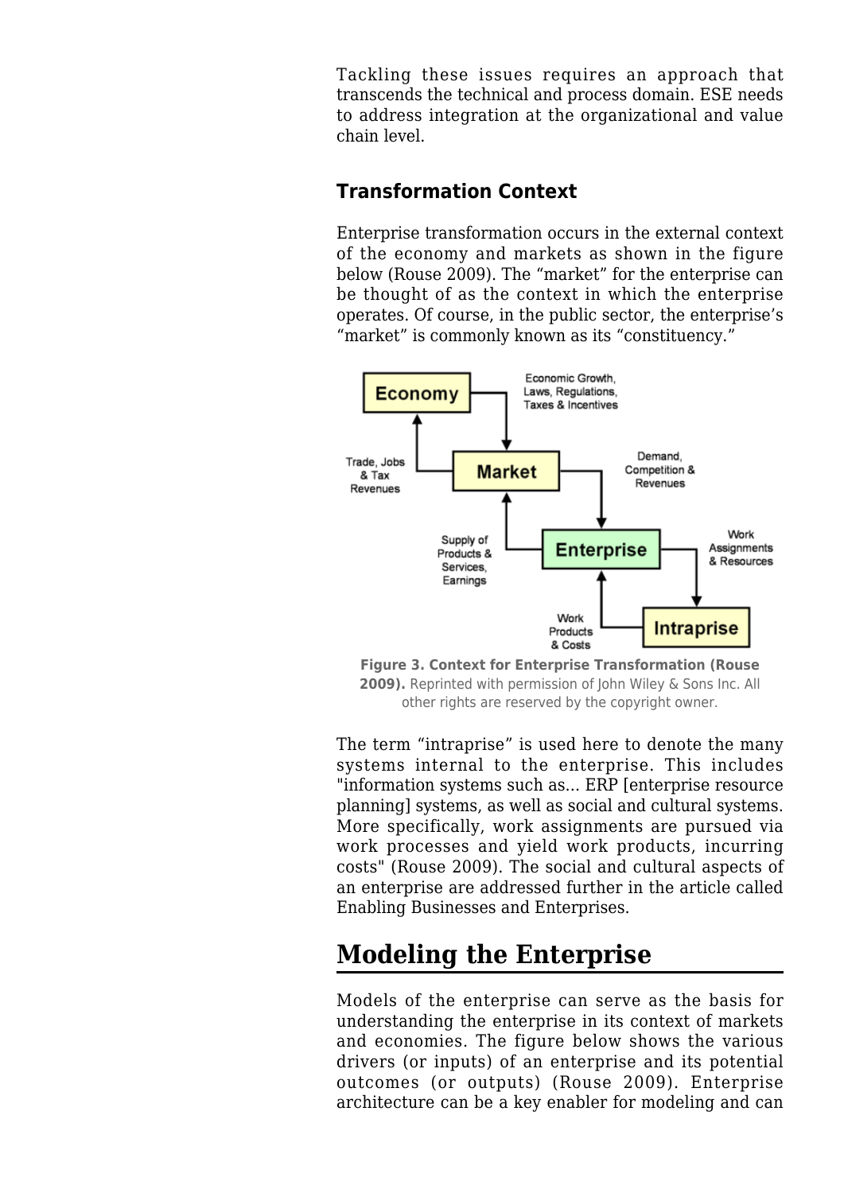Tackling these issues requires an approach that transcends the technical and process domain. ESE needs to address integration at the organizational and value chain level.

### Transformation Context

Enterprise transformation occurs in the external context of the economy and markets as shown in the figure below (Rouse 2009). The "market" for the enterprise can be thought of as the context in which the enterprise operates. Of course, in the public sector, the enterprise's "market" is commonly known as its "constituency."

**Figure 3. Context for Enterprise Transformation (Rouse 2009).** Reprinted with permission of John Wiley & Sons Inc. All other rights are reserved by the copyright owner.

The term "intraprise" is used here to denote the many systems internal to the enterprise. This includes "information systems such as... ERP [enterprise resource planning] systems, as well as social and cultural systems. More specifically, work assignments are pursued via work processes and yield work products, incurring costs" (Rouse 2009). The social and cultural aspects of an enterprise are addressed further in the article called Enabling Businesses and Enterprises.

## Modeling the Enterprise

Models of the enterprise can serve as the basis for understanding the enterprise in its context of markets and economies. The figure below shows the various drivers (or inputs) of an enterprise and its potential outcomes (or outputs) (Rouse 2009). Enterprise architecture can be a key enabler for modeling and can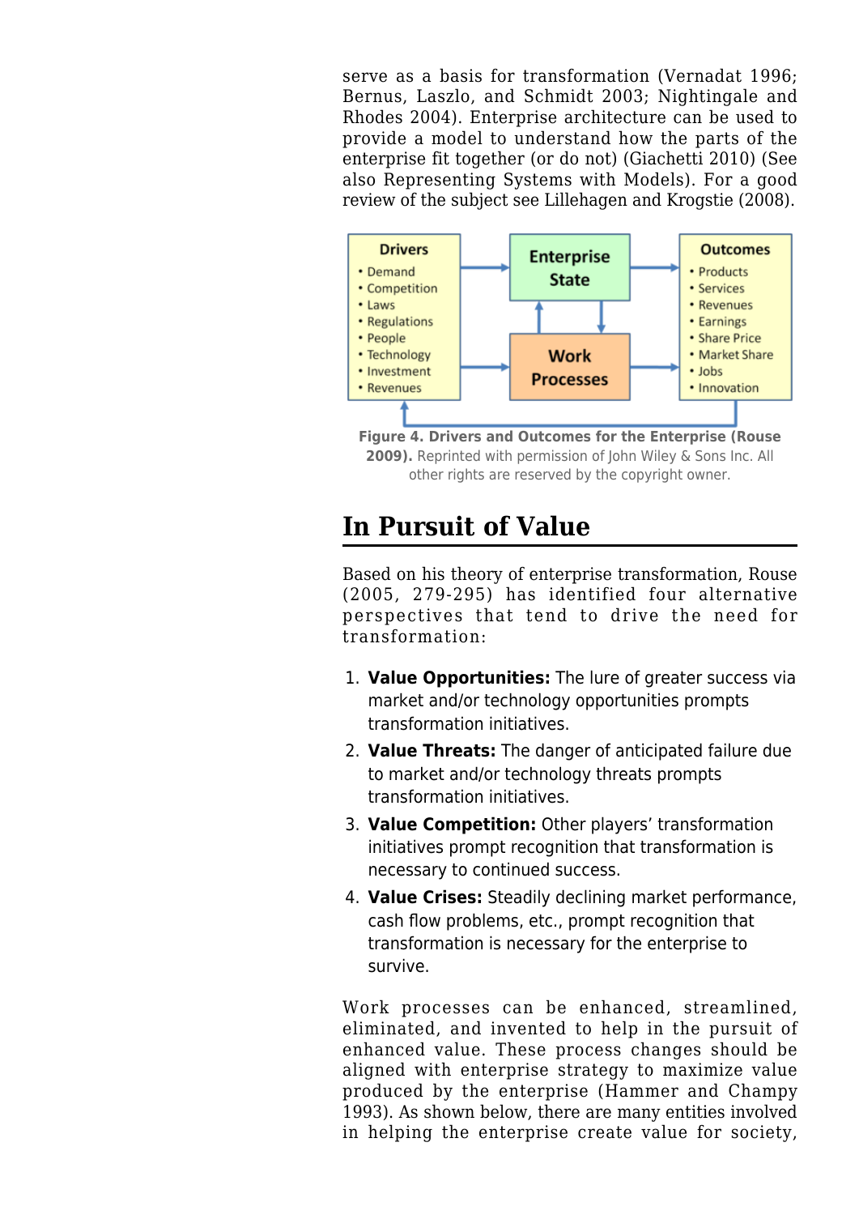serve as a basis for transformation (Vernadat 1996; Bernus, Laszlo, and Schmidt 2003; Nightingale and Rhodes 2004). Enterprise architecture can be used to provide a model to understand how the parts of the enterprise fit together (or do not) (Giachetti 2010) (See also Representing Systems with Models). For a good review of the subject see Lillehagen and Krogstie (2008).

**Figure 4. Drivers and Outcomes for the Enterprise (Rouse 2009).** Reprinted with permission of John Wiley & Sons Inc. All other rights are reserved by the copyright owner.

## In Pursuit of Value

Based on his theory of enterprise transformation, Rouse (2005, 279-295) has identified four alternative perspectives that tend to drive the need for transformation:

1. **Value Opportunities:** The lure of greater success via market and/or technology opportunities prompts transformation initiatives.
2. **Value Threats:** The danger of anticipated failure due to market and/or technology threats prompts transformation initiatives.
3. **Value Competition:** Other players' transformation initiatives prompt recognition that transformation is necessary to continued success.
4. **Value Crises:** Steadily declining market performance, cash flow problems, etc., prompt recognition that transformation is necessary for the enterprise to survive.

Work processes can be enhanced, streamlined, eliminated, and invented to help in the pursuit of enhanced value. These process changes should be aligned with enterprise strategy to maximize value produced by the enterprise (Hammer and Champy 1993). As shown below, there are many entities involved in helping the enterprise create value for society,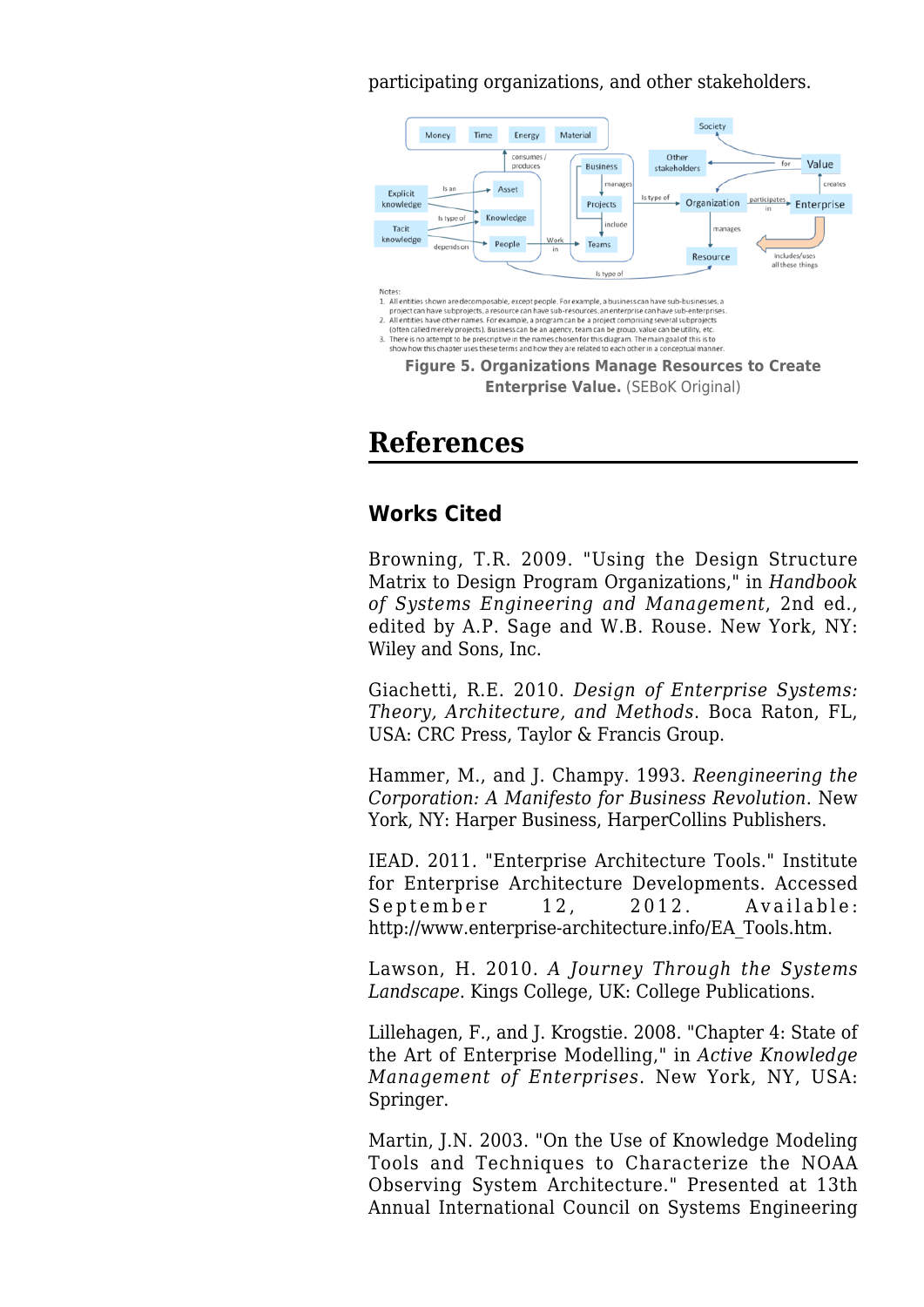participating organizations, and other stakeholders.

Notes:
1. All entities shown are decomposable, except people. For example, a business can have sub-businesses, a project can have subprojects, a resource can have sub-resources, an enterprise can have sub-enterprises.
2. All entities have other names. For example, a program can be a project comprising several subprojects (often called merely projects). Business can be an agency, team can be group, value can be utility, etc.
3. There is no attempt to be prescriptive in the names chosen for this diagram. The main goal of this is to show how this chapter uses these terms and how they are related to each other in a conceptual manner.

**Figure 5. Organizations Manage Resources to Create Enterprise Value.** (SEBoK Original)

# References

## Works Cited

Browning, T.R. 2009. "Using the Design Structure Matrix to Design Program Organizations," in *Handbook of Systems Engineering and Management*, 2nd ed., edited by A.P. Sage and W.B. Rouse. New York, NY: Wiley and Sons, Inc.

Giachetti, R.E. 2010. *Design of Enterprise Systems: Theory, Architecture, and Methods*. Boca Raton, FL, USA: CRC Press, Taylor & Francis Group.

Hammer, M., and J. Champy. 1993. *Reengineering the Corporation: A Manifesto for Business Revolution*. New York, NY: Harper Business, HarperCollins Publishers.

IEAD. 2011. "Enterprise Architecture Tools." Institute for Enterprise Architecture Developments. Accessed September 12, 2012. Available: http://www.enterprise-architecture.info/EA_Tools.htm.

Lawson, H. 2010. *A Journey Through the Systems Landscape*. Kings College, UK: College Publications.

Lillehagen, F., and J. Krogstie. 2008. "Chapter 4: State of the Art of Enterprise Modelling," in *Active Knowledge Management of Enterprises*. New York, NY, USA: Springer.

Martin, J.N. 2003. "On the Use of Knowledge Modeling Tools and Techniques to Characterize the NOAA Observing System Architecture." Presented at 13th Annual International Council on Systems Engineering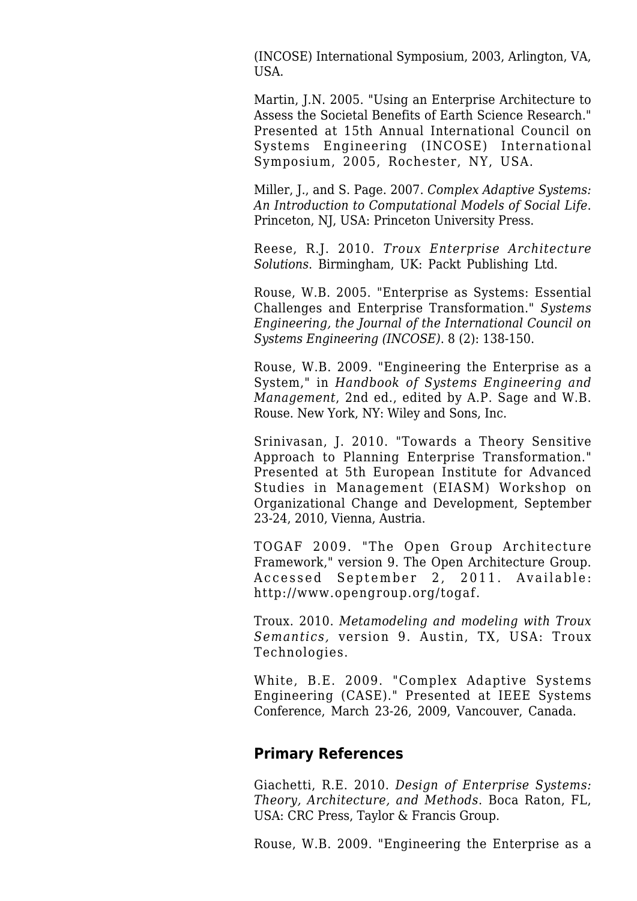(INCOSE) International Symposium, 2003, Arlington, VA, USA.

Martin, J.N. 2005. "Using an Enterprise Architecture to Assess the Societal Benefits of Earth Science Research." Presented at 15th Annual International Council on Systems Engineering (INCOSE) International Symposium, 2005, Rochester, NY, USA.

Miller, J., and S. Page. 2007. *Complex Adaptive Systems: An Introduction to Computational Models of Social Life*. Princeton, NJ, USA: Princeton University Press.

Reese, R.J. 2010. *Troux Enterprise Architecture Solutions*. Birmingham, UK: Packt Publishing Ltd.

Rouse, W.B. 2005. "Enterprise as Systems: Essential Challenges and Enterprise Transformation." *Systems Engineering, the Journal of the International Council on Systems Engineering (INCOSE)*. 8 (2): 138-150.

Rouse, W.B. 2009. "Engineering the Enterprise as a System," in *Handbook of Systems Engineering and Management*, 2nd ed., edited by A.P. Sage and W.B. Rouse. New York, NY: Wiley and Sons, Inc.

Srinivasan, J. 2010. "Towards a Theory Sensitive Approach to Planning Enterprise Transformation." Presented at 5th European Institute for Advanced Studies in Management (EIASM) Workshop on Organizational Change and Development, September 23-24, 2010, Vienna, Austria.

TOGAF 2009. "The Open Group Architecture Framework," version 9. The Open Architecture Group. Accessed September 2, 2011. Available: http://www.opengroup.org/togaf.

Troux. 2010. *Metamodeling and modeling with Troux Semantics*, version 9. Austin, TX, USA: Troux Technologies.

White, B.E. 2009. "Complex Adaptive Systems Engineering (CASE)." Presented at IEEE Systems Conference, March 23-26, 2009, Vancouver, Canada.

## Primary References

Giachetti, R.E. 2010. *Design of Enterprise Systems: Theory, Architecture, and Methods*. Boca Raton, FL, USA: CRC Press, Taylor & Francis Group.

Rouse, W.B. 2009. "Engineering the Enterprise as a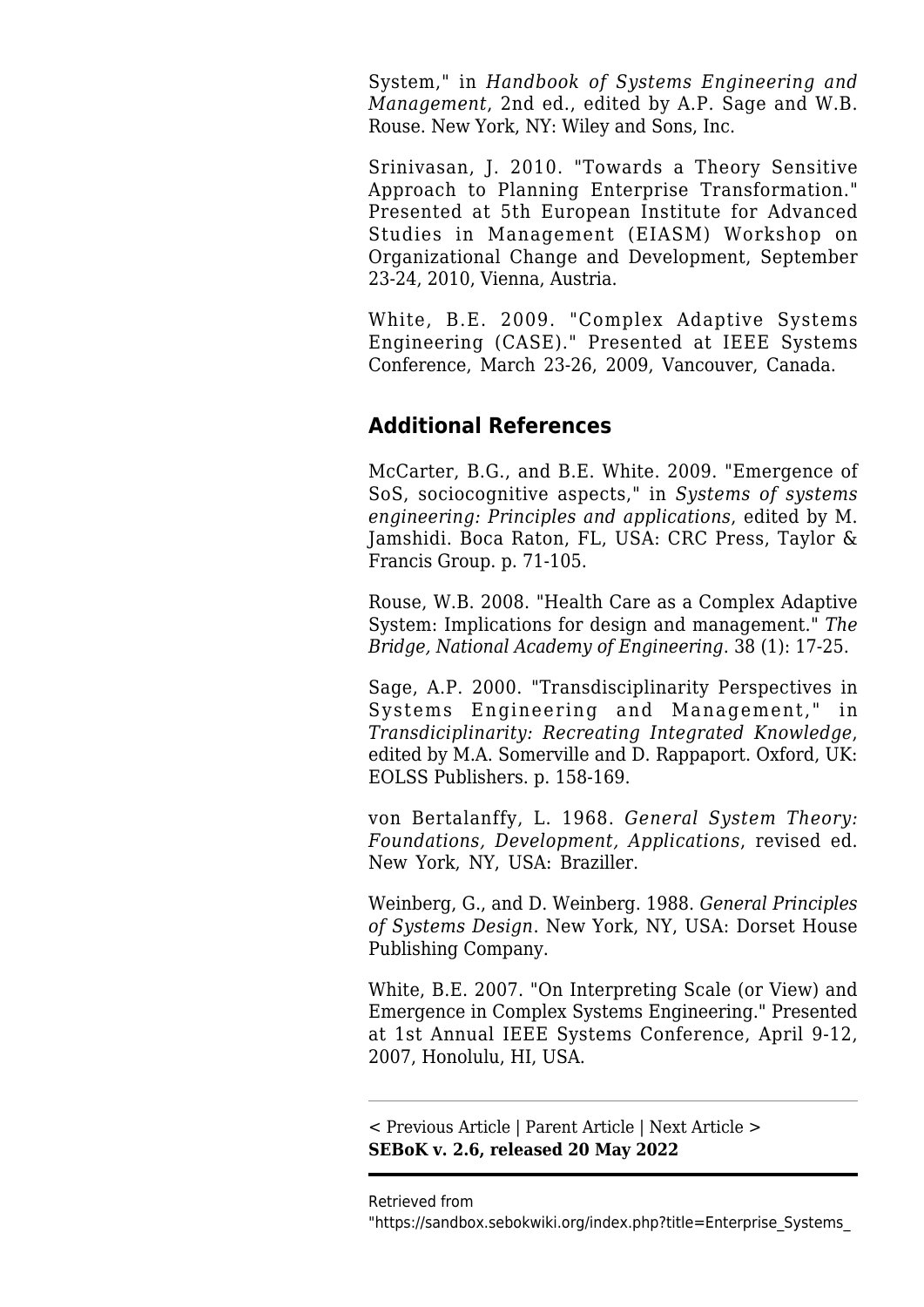System," in *Handbook of Systems Engineering and Management*, 2nd ed., edited by A.P. Sage and W.B. Rouse. New York, NY: Wiley and Sons, Inc.

Srinivasan, J. 2010. "Towards a Theory Sensitive Approach to Planning Enterprise Transformation." Presented at 5th European Institute for Advanced Studies in Management (EIASM) Workshop on Organizational Change and Development, September 23-24, 2010, Vienna, Austria.

White, B.E. 2009. "Complex Adaptive Systems Engineering (CASE)." Presented at IEEE Systems Conference, March 23-26, 2009, Vancouver, Canada.

## Additional References

McCarter, B.G., and B.E. White. 2009. "Emergence of SoS, sociocognitive aspects," in *Systems of systems engineering: Principles and applications*, edited by M. Jamshidi. Boca Raton, FL, USA: CRC Press, Taylor & Francis Group. p. 71-105.

Rouse, W.B. 2008. "Health Care as a Complex Adaptive System: Implications for design and management." *The Bridge, National Academy of Engineering*. 38 (1): 17-25.

Sage, A.P. 2000. "Transdisciplinarity Perspectives in Systems Engineering and Management," in *Transdiciplinarity: Recreating Integrated Knowledge*, edited by M.A. Somerville and D. Rappaport. Oxford, UK: EOLSS Publishers. p. 158-169.

von Bertalanffy, L. 1968. *General System Theory: Foundations, Development, Applications*, revised ed. New York, NY, USA: Braziller.

Weinberg, G., and D. Weinberg. 1988. *General Principles of Systems Design*. New York, NY, USA: Dorset House Publishing Company.

White, B.E. 2007. "On Interpreting Scale (or View) and Emergence in Complex Systems Engineering." Presented at 1st Annual IEEE Systems Conference, April 9-12, 2007, Honolulu, HI, USA.

---

< Previous Article | Parent Article | Next Article >
**SEBoK v. 2.6, released 20 May 2022**

Retrieved from
"https://sandbox.sebokwiki.org/index.php?title=Enterprise_Systems_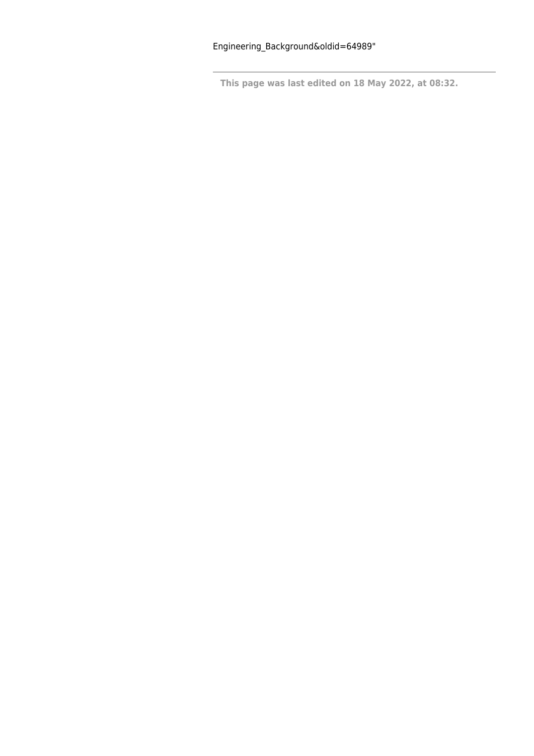Engineering_Background&oldid=64989"

---

**This page was last edited on 18 May 2022, at 08:32.**